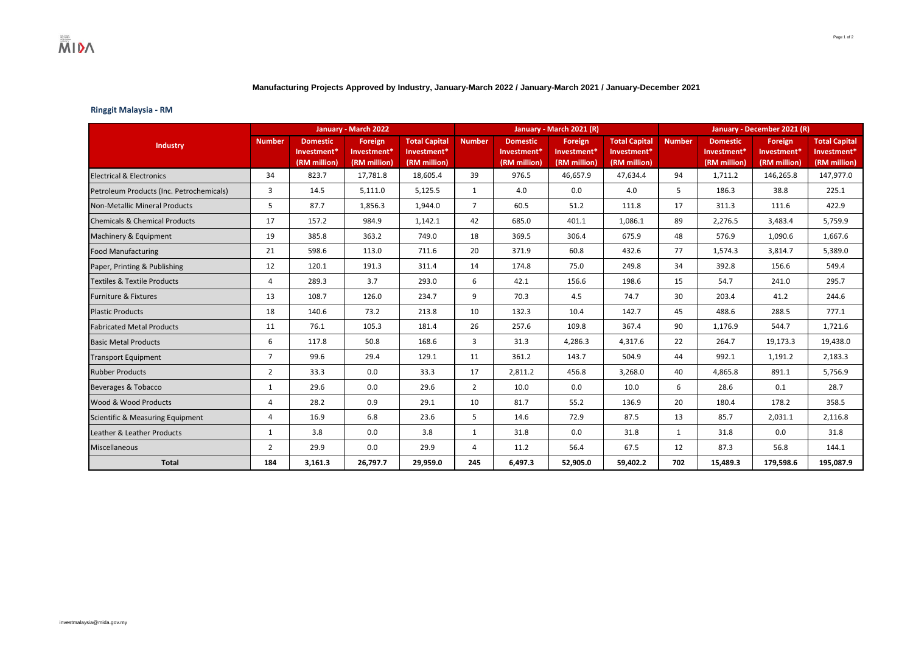## Manufacturing Projects Approved by Industry, January-March 2022 / January-March 2021 / January-December 2021

### Ringgit Malaysia - RM

| Industry | January - March 2022 | | | | January - March 2021 (R) | | | | January - December 2021 (R) | | | |
|---|---|---|---|---|---|---|---|---|---|---|---|---|
| | Number | Domestic Investment* (RM million) | Foreign Investment* (RM million) | Total Capital Investment* (RM million) | Number | Domestic Investment* (RM million) | Foreign Investment* (RM million) | Total Capital Investment* (RM million) | Number | Domestic Investment* (RM million) | Foreign Investment* (RM million) | Total Capital Investment* (RM million) |
| Electrical & Electronics | 34 | 823.7 | 17,781.8 | 18,605.4 | 39 | 976.5 | 46,657.9 | 47,634.4 | 94 | 1,711.2 | 146,265.8 | 147,977.0 |
| Petroleum Products (Inc. Petrochemicals) | 3 | 14.5 | 5,111.0 | 5,125.5 | 1 | 4.0 | 0.0 | 4.0 | 5 | 186.3 | 38.8 | 225.1 |
| Non-Metallic Mineral Products | 5 | 87.7 | 1,856.3 | 1,944.0 | 7 | 60.5 | 51.2 | 111.8 | 17 | 311.3 | 111.6 | 422.9 |
| Chemicals & Chemical Products | 17 | 157.2 | 984.9 | 1,142.1 | 42 | 685.0 | 401.1 | 1,086.1 | 89 | 2,276.5 | 3,483.4 | 5,759.9 |
| Machinery & Equipment | 19 | 385.8 | 363.2 | 749.0 | 18 | 369.5 | 306.4 | 675.9 | 48 | 576.9 | 1,090.6 | 1,667.6 |
| Food Manufacturing | 21 | 598.6 | 113.0 | 711.6 | 20 | 371.9 | 60.8 | 432.6 | 77 | 1,574.3 | 3,814.7 | 5,389.0 |
| Paper, Printing & Publishing | 12 | 120.1 | 191.3 | 311.4 | 14 | 174.8 | 75.0 | 249.8 | 34 | 392.8 | 156.6 | 549.4 |
| Textiles & Textile Products | 4 | 289.3 | 3.7 | 293.0 | 6 | 42.1 | 156.6 | 198.6 | 15 | 54.7 | 241.0 | 295.7 |
| Furniture & Fixtures | 13 | 108.7 | 126.0 | 234.7 | 9 | 70.3 | 4.5 | 74.7 | 30 | 203.4 | 41.2 | 244.6 |
| Plastic Products | 18 | 140.6 | 73.2 | 213.8 | 10 | 132.3 | 10.4 | 142.7 | 45 | 488.6 | 288.5 | 777.1 |
| Fabricated Metal Products | 11 | 76.1 | 105.3 | 181.4 | 26 | 257.6 | 109.8 | 367.4 | 90 | 1,176.9 | 544.7 | 1,721.6 |
| Basic Metal Products | 6 | 117.8 | 50.8 | 168.6 | 3 | 31.3 | 4,286.3 | 4,317.6 | 22 | 264.7 | 19,173.3 | 19,438.0 |
| Transport Equipment | 7 | 99.6 | 29.4 | 129.1 | 11 | 361.2 | 143.7 | 504.9 | 44 | 992.1 | 1,191.2 | 2,183.3 |
| Rubber Products | 2 | 33.3 | 0.0 | 33.3 | 17 | 2,811.2 | 456.8 | 3,268.0 | 40 | 4,865.8 | 891.1 | 5,756.9 |
| Beverages & Tobacco | 1 | 29.6 | 0.0 | 29.6 | 2 | 10.0 | 0.0 | 10.0 | 6 | 28.6 | 0.1 | 28.7 |
| Wood & Wood Products | 4 | 28.2 | 0.9 | 29.1 | 10 | 81.7 | 55.2 | 136.9 | 20 | 180.4 | 178.2 | 358.5 |
| Scientific & Measuring Equipment | 4 | 16.9 | 6.8 | 23.6 | 5 | 14.6 | 72.9 | 87.5 | 13 | 85.7 | 2,031.1 | 2,116.8 |
| Leather & Leather Products | 1 | 3.8 | 0.0 | 3.8 | 1 | 31.8 | 0.0 | 31.8 | 1 | 31.8 | 0.0 | 31.8 |
| Miscellaneous | 2 | 29.9 | 0.0 | 29.9 | 4 | 11.2 | 56.4 | 67.5 | 12 | 87.3 | 56.8 | 144.1 |
| **Total** | **184** | **3,161.3** | **26,797.7** | **29,959.0** | **245** | **6,497.3** | **52,905.0** | **59,402.2** | **702** | **15,489.3** | **179,598.6** | **195,087.9** |

investmalaysia@mida.gov.my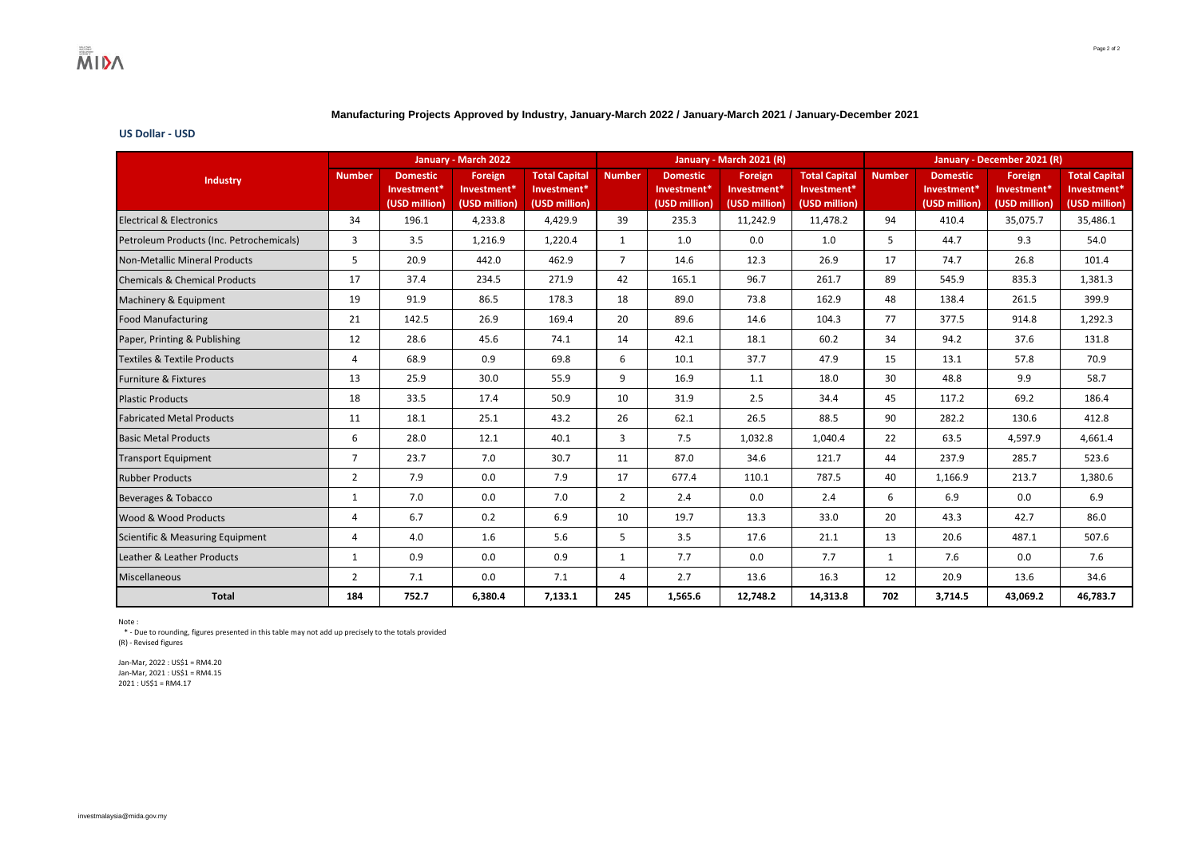## Manufacturing Projects Approved by Industry, January-March 2022 / January-March 2021 / January-December 2021

**US Dollar - USD**

| Industry | January - March 2022 | | | | January - March 2021 (R) | | | | January - December 2021 (R) | | | |
|---|---|---|---|---|---|---|---|---|---|---|---|---|
| | Number | Domestic Investment* (USD million) | Foreign Investment* (USD million) | Total Capital Investment* (USD million) | Number | Domestic Investment* (USD million) | Foreign Investment* (USD million) | Total Capital Investment* (USD million) | Number | Domestic Investment* (USD million) | Foreign Investment* (USD million) | Total Capital Investment* (USD million) |
| Electrical & Electronics | 34 | 196.1 | 4,233.8 | 4,429.9 | 39 | 235.3 | 11,242.9 | 11,478.2 | 94 | 410.4 | 35,075.7 | 35,486.1 |
| Petroleum Products (Inc. Petrochemicals) | 3 | 3.5 | 1,216.9 | 1,220.4 | 1 | 1.0 | 0.0 | 1.0 | 5 | 44.7 | 9.3 | 54.0 |
| Non-Metallic Mineral Products | 5 | 20.9 | 442.0 | 462.9 | 7 | 14.6 | 12.3 | 26.9 | 17 | 74.7 | 26.8 | 101.4 |
| Chemicals & Chemical Products | 17 | 37.4 | 234.5 | 271.9 | 42 | 165.1 | 96.7 | 261.7 | 89 | 545.9 | 835.3 | 1,381.3 |
| Machinery & Equipment | 19 | 91.9 | 86.5 | 178.3 | 18 | 89.0 | 73.8 | 162.9 | 48 | 138.4 | 261.5 | 399.9 |
| Food Manufacturing | 21 | 142.5 | 26.9 | 169.4 | 20 | 89.6 | 14.6 | 104.3 | 77 | 377.5 | 914.8 | 1,292.3 |
| Paper, Printing & Publishing | 12 | 28.6 | 45.6 | 74.1 | 14 | 42.1 | 18.1 | 60.2 | 34 | 94.2 | 37.6 | 131.8 |
| Textiles & Textile Products | 4 | 68.9 | 0.9 | 69.8 | 6 | 10.1 | 37.7 | 47.9 | 15 | 13.1 | 57.8 | 70.9 |
| Furniture & Fixtures | 13 | 25.9 | 30.0 | 55.9 | 9 | 16.9 | 1.1 | 18.0 | 30 | 48.8 | 9.9 | 58.7 |
| Plastic Products | 18 | 33.5 | 17.4 | 50.9 | 10 | 31.9 | 2.5 | 34.4 | 45 | 117.2 | 69.2 | 186.4 |
| Fabricated Metal Products | 11 | 18.1 | 25.1 | 43.2 | 26 | 62.1 | 26.5 | 88.5 | 90 | 282.2 | 130.6 | 412.8 |
| Basic Metal Products | 6 | 28.0 | 12.1 | 40.1 | 3 | 7.5 | 1,032.8 | 1,040.4 | 22 | 63.5 | 4,597.9 | 4,661.4 |
| Transport Equipment | 7 | 23.7 | 7.0 | 30.7 | 11 | 87.0 | 34.6 | 121.7 | 44 | 237.9 | 285.7 | 523.6 |
| Rubber Products | 2 | 7.9 | 0.0 | 7.9 | 17 | 677.4 | 110.1 | 787.5 | 40 | 1,166.9 | 213.7 | 1,380.6 |
| Beverages & Tobacco | 1 | 7.0 | 0.0 | 7.0 | 2 | 2.4 | 0.0 | 2.4 | 6 | 6.9 | 0.0 | 6.9 |
| Wood & Wood Products | 4 | 6.7 | 0.2 | 6.9 | 10 | 19.7 | 13.3 | 33.0 | 20 | 43.3 | 42.7 | 86.0 |
| Scientific & Measuring Equipment | 4 | 4.0 | 1.6 | 5.6 | 5 | 3.5 | 17.6 | 21.1 | 13 | 20.6 | 487.1 | 507.6 |
| Leather & Leather Products | 1 | 0.9 | 0.0 | 0.9 | 1 | 7.7 | 0.0 | 7.7 | 1 | 7.6 | 0.0 | 7.6 |
| Miscellaneous | 2 | 7.1 | 0.0 | 7.1 | 4 | 2.7 | 13.6 | 16.3 | 12 | 20.9 | 13.6 | 34.6 |
| **Total** | **184** | **752.7** | **6,380.4** | **7,133.1** | **245** | **1,565.6** | **12,748.2** | **14,313.8** | **702** | **3,714.5** | **43,069.2** | **46,783.7** |

Note :
* - Due to rounding, figures presented in this table may not add up precisely to the totals provided
(R) - Revised figures

Jan-Mar, 2022 : US$1 = RM4.20
Jan-Mar, 2021 : US$1 = RM4.15
2021 : US$1 = RM4.17

investmalaysia@mida.gov.my